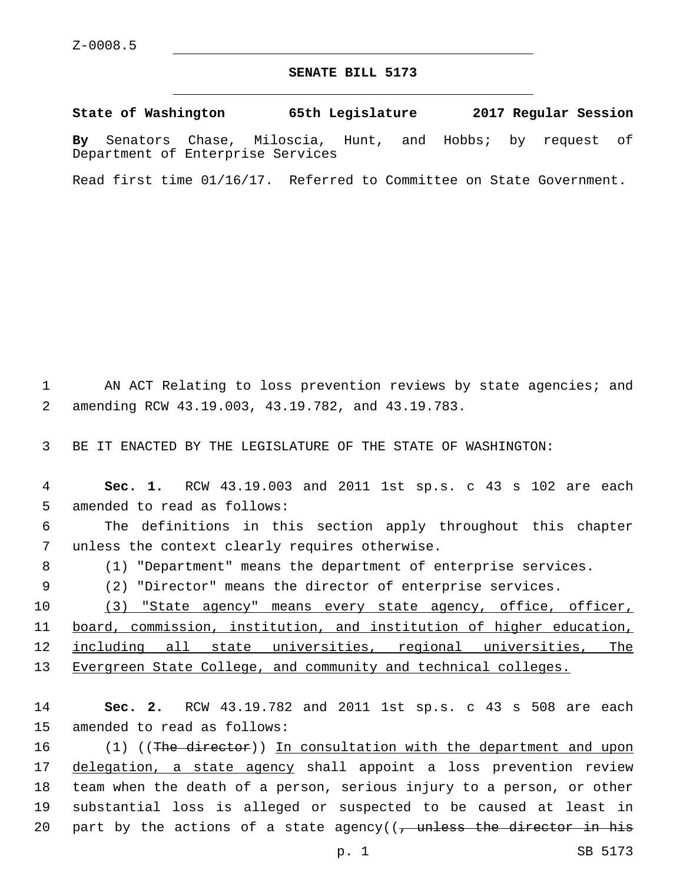Z-0008.5

# SENATE BILL 5173

**State of Washington 65th Legislature 2017 Regular Session**

**By** Senators Chase, Miloscia, Hunt, and Hobbs; by request of Department of Enterprise Services

Read first time 01/16/17. Referred to Committee on State Government.

AN ACT Relating to loss prevention reviews by state agencies; and amending RCW 43.19.003, 43.19.782, and 43.19.783.

BE IT ENACTED BY THE LEGISLATURE OF THE STATE OF WASHINGTON:

**Sec. 1.** RCW 43.19.003 and 2011 1st sp.s. c 43 s 102 are each amended to read as follows:

The definitions in this section apply throughout this chapter unless the context clearly requires otherwise.

(1) "Department" means the department of enterprise services.

(2) "Director" means the director of enterprise services.

<u>(3) "State agency" means every state agency, office, officer, board, commission, institution, and institution of higher education, including all state universities, regional universities, The Evergreen State College, and community and technical colleges.</u>

**Sec. 2.** RCW 43.19.782 and 2011 1st sp.s. c 43 s 508 are each amended to read as follows:

(1) ((~~The director~~)) <u>In consultation with the department and upon delegation, a state agency</u> shall appoint a loss prevention review team when the death of a person, serious injury to a person, or other substantial loss is alleged or suspected to be caused at least in part by the actions of a state agency((~~, unless the director in his~~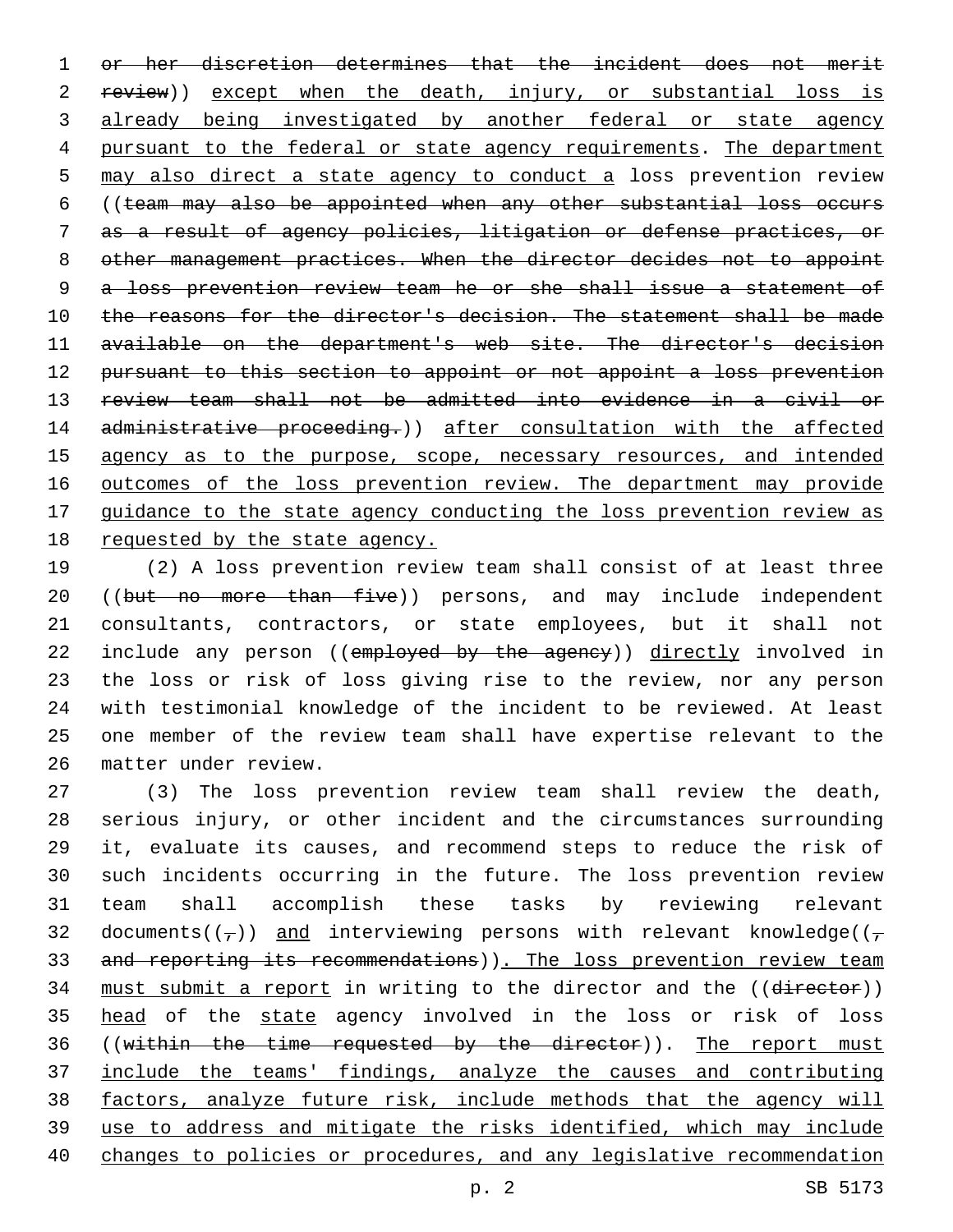or her discretion determines that the incident does not merit review)) except when the death, injury, or substantial loss is already being investigated by another federal or state agency pursuant to the federal or state agency requirements. The department may also direct a state agency to conduct a loss prevention review ((team may also be appointed when any other substantial loss occurs as a result of agency policies, litigation or defense practices, or other management practices. When the director decides not to appoint a loss prevention review team he or she shall issue a statement of the reasons for the director's decision. The statement shall be made available on the department's web site. The director's decision pursuant to this section to appoint or not appoint a loss prevention review team shall not be admitted into evidence in a civil or administrative proceeding.)) after consultation with the affected agency as to the purpose, scope, necessary resources, and intended outcomes of the loss prevention review. The department may provide guidance to the state agency conducting the loss prevention review as requested by the state agency.

(2) A loss prevention review team shall consist of at least three ((but no more than five)) persons, and may include independent consultants, contractors, or state employees, but it shall not include any person ((employed by the agency)) directly involved in the loss or risk of loss giving rise to the review, nor any person with testimonial knowledge of the incident to be reviewed. At least one member of the review team shall have expertise relevant to the matter under review.

(3) The loss prevention review team shall review the death, serious injury, or other incident and the circumstances surrounding it, evaluate its causes, and recommend steps to reduce the risk of such incidents occurring in the future. The loss prevention review team shall accomplish these tasks by reviewing relevant documents((,)) and interviewing persons with relevant knowledge((, and reporting its recommendations)). The loss prevention review team must submit a report in writing to the director and the ((director)) head of the state agency involved in the loss or risk of loss ((within the time requested by the director)). The report must include the teams' findings, analyze the causes and contributing factors, analyze future risk, include methods that the agency will use to address and mitigate the risks identified, which may include changes to policies or procedures, and any legislative recommendation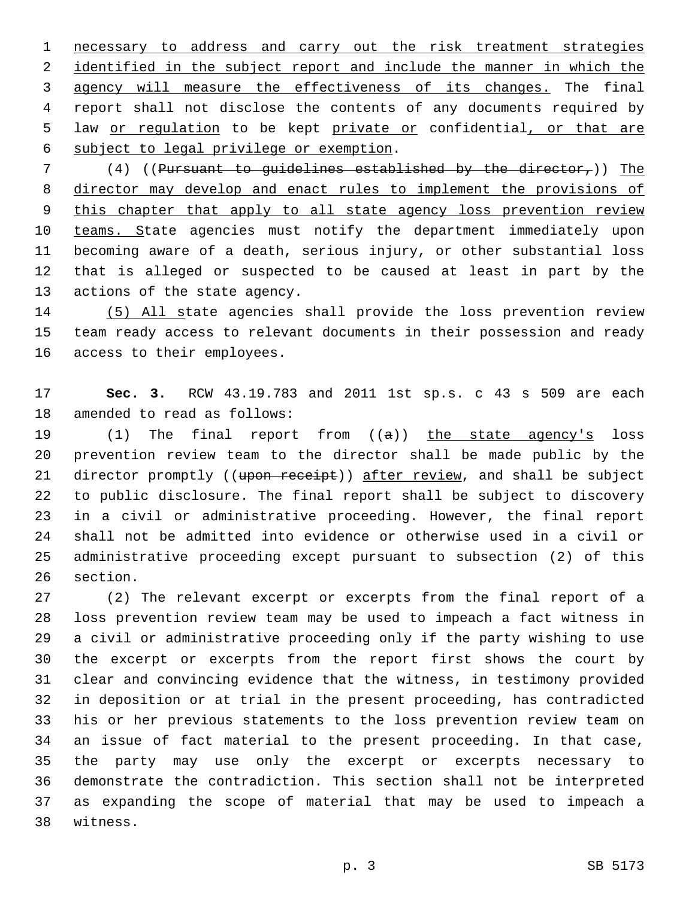necessary to address and carry out the risk treatment strategies identified in the subject report and include the manner in which the agency will measure the effectiveness of its changes. The final report shall not disclose the contents of any documents required by law or regulation to be kept private or confidential, or that are subject to legal privilege or exemption.

(4) ((~~Pursuant to guidelines established by the director,~~)) The director may develop and enact rules to implement the provisions of this chapter that apply to all state agency loss prevention review teams. State agencies must notify the department immediately upon becoming aware of a death, serious injury, or other substantial loss that is alleged or suspected to be caused at least in part by the actions of the state agency.

(5) All state agencies shall provide the loss prevention review team ready access to relevant documents in their possession and ready access to their employees.

**Sec. 3.** RCW 43.19.783 and 2011 1st sp.s. c 43 s 509 are each amended to read as follows:

(1) The final report from ((~~a~~)) the state agency's loss prevention review team to the director shall be made public by the director promptly ((~~upon receipt~~)) after review, and shall be subject to public disclosure. The final report shall be subject to discovery in a civil or administrative proceeding. However, the final report shall not be admitted into evidence or otherwise used in a civil or administrative proceeding except pursuant to subsection (2) of this section.

(2) The relevant excerpt or excerpts from the final report of a loss prevention review team may be used to impeach a fact witness in a civil or administrative proceeding only if the party wishing to use the excerpt or excerpts from the report first shows the court by clear and convincing evidence that the witness, in testimony provided in deposition or at trial in the present proceeding, has contradicted his or her previous statements to the loss prevention review team on an issue of fact material to the present proceeding. In that case, the party may use only the excerpt or excerpts necessary to demonstrate the contradiction. This section shall not be interpreted as expanding the scope of material that may be used to impeach a witness.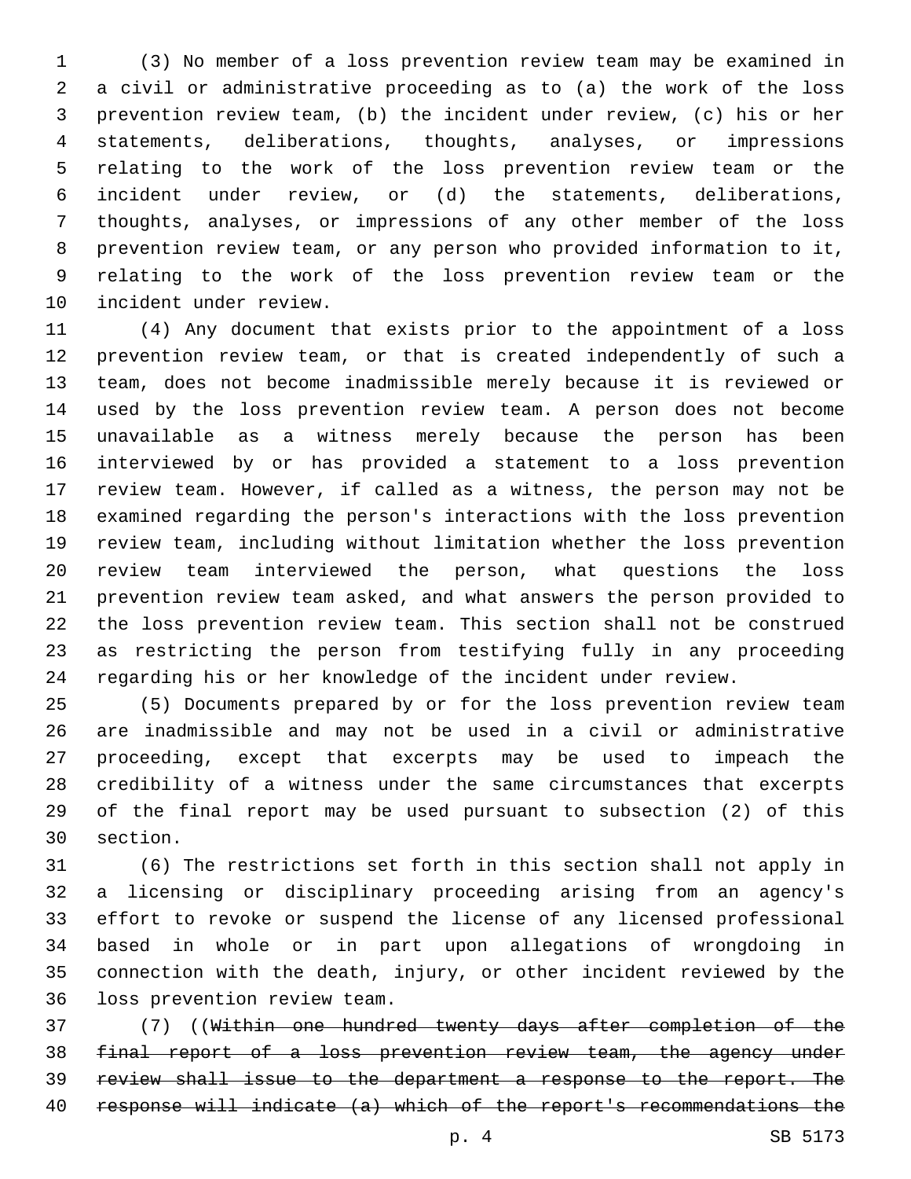(3) No member of a loss prevention review team may be examined in a civil or administrative proceeding as to (a) the work of the loss prevention review team, (b) the incident under review, (c) his or her statements, deliberations, thoughts, analyses, or impressions relating to the work of the loss prevention review team or the incident under review, or (d) the statements, deliberations, thoughts, analyses, or impressions of any other member of the loss prevention review team, or any person who provided information to it, relating to the work of the loss prevention review team or the incident under review.

(4) Any document that exists prior to the appointment of a loss prevention review team, or that is created independently of such a team, does not become inadmissible merely because it is reviewed or used by the loss prevention review team. A person does not become unavailable as a witness merely because the person has been interviewed by or has provided a statement to a loss prevention review team. However, if called as a witness, the person may not be examined regarding the person's interactions with the loss prevention review team, including without limitation whether the loss prevention review team interviewed the person, what questions the loss prevention review team asked, and what answers the person provided to the loss prevention review team. This section shall not be construed as restricting the person from testifying fully in any proceeding regarding his or her knowledge of the incident under review.

(5) Documents prepared by or for the loss prevention review team are inadmissible and may not be used in a civil or administrative proceeding, except that excerpts may be used to impeach the credibility of a witness under the same circumstances that excerpts of the final report may be used pursuant to subsection (2) of this section.

(6) The restrictions set forth in this section shall not apply in a licensing or disciplinary proceeding arising from an agency's effort to revoke or suspend the license of any licensed professional based in whole or in part upon allegations of wrongdoing in connection with the death, injury, or other incident reviewed by the loss prevention review team.

(7) ((~~Within one hundred twenty days after completion of the final report of a loss prevention review team, the agency under review shall issue to the department a response to the report. The response will indicate (a) which of the report's recommendations the~~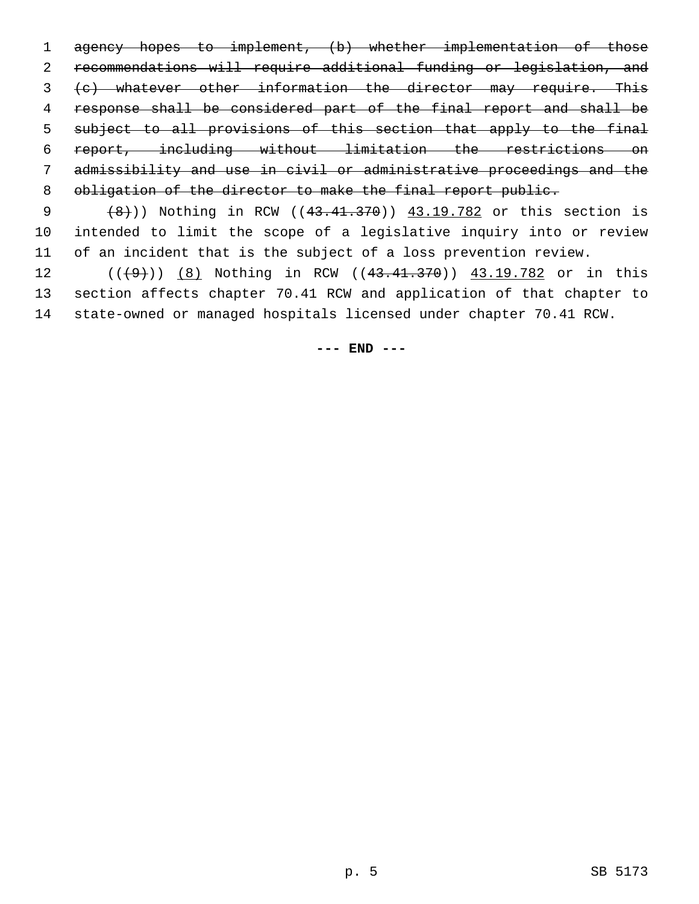~~agency hopes to implement, (b) whether implementation of those recommendations will require additional funding or legislation, and (c) whatever other information the director may require. This response shall be considered part of the final report and shall be subject to all provisions of this section that apply to the final report, including without limitation the restrictions on admissibility and use in civil or administrative proceedings and the obligation of the director to make the final report public.~~

~~(8)~~)) Nothing in RCW ((~~43.41.370~~)) <u>43.19.782</u> or this section is intended to limit the scope of a legislative inquiry into or review of an incident that is the subject of a loss prevention review.

((~~(9)~~)) <u>(8)</u> Nothing in RCW ((~~43.41.370~~)) <u>43.19.782</u> or in this section affects chapter 70.41 RCW and application of that chapter to state-owned or managed hospitals licensed under chapter 70.41 RCW.

**--- END ---**